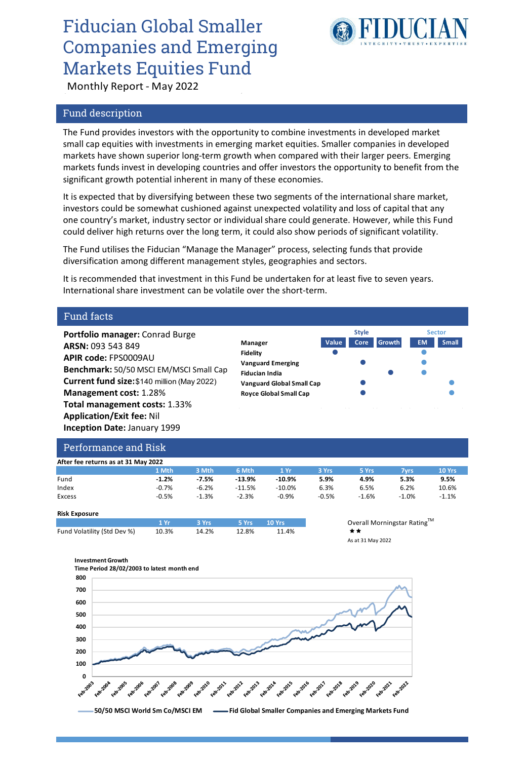# Fiducian Global Smaller Companies and Emerging Markets Equities Fund

Monthly Report - May 2022

## Fund description

The Fund provides investors with the opportunity to combine investments in developed market small cap equities with investments in emerging market equities. Smaller companies in developed markets have shown superior long-term growth when compared with their larger peers. Emerging markets funds invest in developing countries and offer investors the opportunity to benefit from the significant growth potential inherent in many of these economies.

It is expected that by diversifying between these two segments of the international share market, investors could be somewhat cushioned against unexpected volatility and loss of capital that any one country's market, industry sector or individual share could generate. However, while this Fund could deliver high returns over the long term, it could also show periods of significant volatility.

The Fund utilises the Fiducian "Manage the Manager" process, selecting funds that provide diversification among different management styles, geographies and sectors.

It is recommended that investment in this Fund be undertaken for at least five to seven years. International share investment can be volatile over the short-term.

## Fund facts

**Portfolio manager:** Conrad Burge
**ARSN:** 093 543 849
**APIR code:** FPS0009AU
**Benchmark:** 50/50 MSCI EM/MSCI Small Cap
**Current fund size:** $140 million (May 2022)
**Management cost:** 1.28%
**Total management costs:** 1.33%
**Application/Exit fee:** Nil
**Inception Date:** January 1999

| Manager | Style: Value | Style: Core | Style: Growth | Sector: EM | Sector: Small |
|---|---|---|---|---|---|
| Fidelity | ● | | | ● | |
| Vanguard Emerging | | ● | | ● | |
| Fiducian India | | | ● | ● | |
| Vanguard Global Small Cap | | ● | | | ● |
| Royce Global Small Cap | | ● | | | ● |

## Performance and Risk

**After fee returns as at 31 May 2022**

| | 1 Mth | 3 Mth | 6 Mth | 1 Yr | 3 Yrs | 5 Yrs | 7yrs | 10 Yrs |
|---|---|---|---|---|---|---|---|---|
| Fund | **-1.2%** | **-7.5%** | **-13.9%** | **-10.9%** | **5.9%** | **4.9%** | **5.3%** | **9.5%** |
| Index | -0.7% | -6.2% | -11.5% | -10.0% | 6.3% | 6.5% | 6.2% | 10.6% |
| Excess | -0.5% | -1.3% | -2.3% | -0.9% | -0.5% | -1.6% | -1.0% | -1.1% |

**Risk Exposure**

| | 1 Yr | 3 Yrs | 5 Yrs | 10 Yrs |
|---|---|---|---|---|
| Fund Volatility (Std Dev %) | 10.3% | 14.2% | 12.8% | 11.4% |

Overall Morningstar Rating™
★★
As at 31 May 2022

**Investment Growth**
**Time Period 28/02/2003 to latest month end**

50/50 MSCI World Sm Co/MSCI EM — Fid Global Smaller Companies and Emerging Markets Fund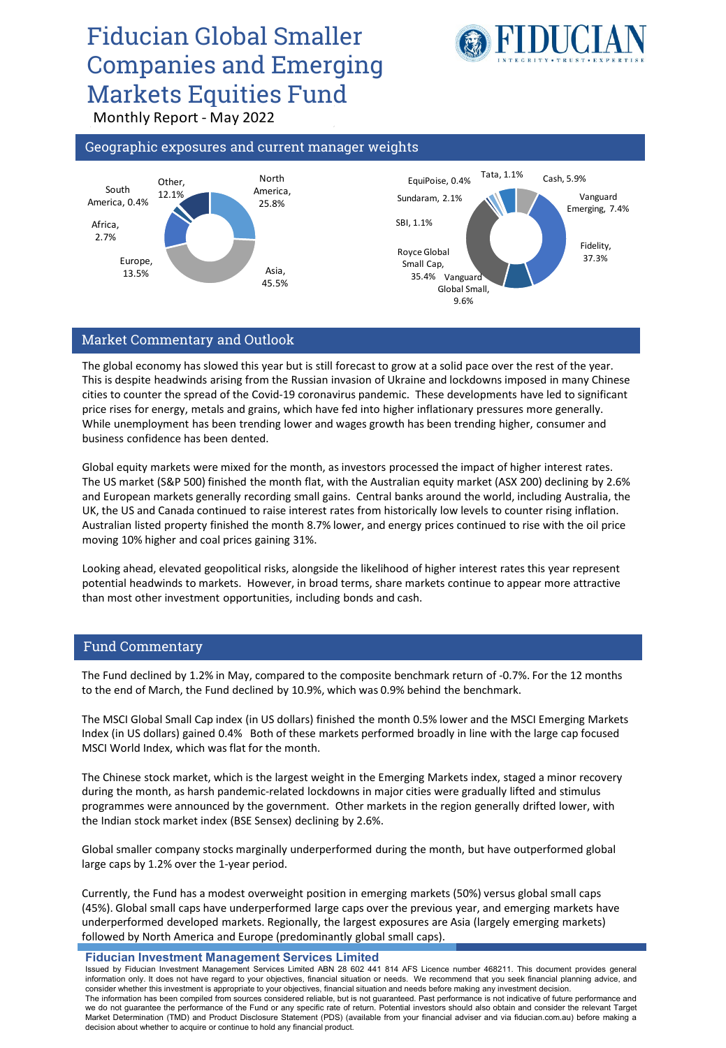# Fiducian Global Smaller Companies and Emerging Markets Equities Fund

Monthly Report - May 2022

## Geographic exposures and current manager weights

North America, 25.8%
Asia, 45.5%
Europe, 13.5%
Africa, 2.7%
South America, 0.4%
Other, 12.1%

Tata, 1.1%
Cash, 5.9%
Vanguard Emerging, 7.4%
Fidelity, 37.3%
Vanguard Global Small, 9.6%
Royce Global Small Cap, 35.4%
SBI, 1.1%
Sundaram, 2.1%
EquiPoise, 0.4%

## Market Commentary and Outlook

The global economy has slowed this year but is still forecast to grow at a solid pace over the rest of the year. This is despite headwinds arising from the Russian invasion of Ukraine and lockdowns imposed in many Chinese cities to counter the spread of the Covid-19 coronavirus pandemic. These developments have led to significant price rises for energy, metals and grains, which have fed into higher inflationary pressures more generally. While unemployment has been trending lower and wages growth has been trending higher, consumer and business confidence has been dented.

Global equity markets were mixed for the month, as investors processed the impact of higher interest rates. The US market (S&P 500) finished the month flat, with the Australian equity market (ASX 200) declining by 2.6% and European markets generally recording small gains. Central banks around the world, including Australia, the UK, the US and Canada continued to raise interest rates from historically low levels to counter rising inflation. Australian listed property finished the month 8.7% lower, and energy prices continued to rise with the oil price moving 10% higher and coal prices gaining 31%.

Looking ahead, elevated geopolitical risks, alongside the likelihood of higher interest rates this year represent potential headwinds to markets. However, in broad terms, share markets continue to appear more attractive than most other investment opportunities, including bonds and cash.

## Fund Commentary

The Fund declined by 1.2% in May, compared to the composite benchmark return of -0.7%. For the 12 months to the end of March, the Fund declined by 10.9%, which was 0.9% behind the benchmark.

The MSCI Global Small Cap index (in US dollars) finished the month 0.5% lower and the MSCI Emerging Markets Index (in US dollars) gained 0.4% Both of these markets performed broadly in line with the large cap focused MSCI World Index, which was flat for the month.

The Chinese stock market, which is the largest weight in the Emerging Markets index, staged a minor recovery during the month, as harsh pandemic-related lockdowns in major cities were gradually lifted and stimulus programmes were announced by the government. Other markets in the region generally drifted lower, with the Indian stock market index (BSE Sensex) declining by 2.6%.

Global smaller company stocks marginally underperformed during the month, but have outperformed global large caps by 1.2% over the 1-year period.

Currently, the Fund has a modest overweight position in emerging markets (50%) versus global small caps (45%). Global small caps have underperformed large caps over the previous year, and emerging markets have underperformed developed markets. Regionally, the largest exposures are Asia (largely emerging markets) followed by North America and Europe (predominantly global small caps).

**Fiducian Investment Management Services Limited**

Issued by Fiducian Investment Management Services Limited ABN 28 602 441 814 AFS Licence number 468211. This document provides general information only. It does not have regard to your objectives, financial situation or needs. We recommend that you seek financial planning advice, and consider whether this investment is appropriate to your objectives, financial situation and needs before making any investment decision.
The information has been compiled from sources considered reliable, but is not guaranteed. Past performance is not indicative of future performance and we do not guarantee the performance of the Fund or any specific rate of return. Potential investors should also obtain and consider the relevant Target Market Determination (TMD) and Product Disclosure Statement (PDS) (available from your financial adviser and via fiducian.com.au) before making a decision about whether to acquire or continue to hold any financial product.